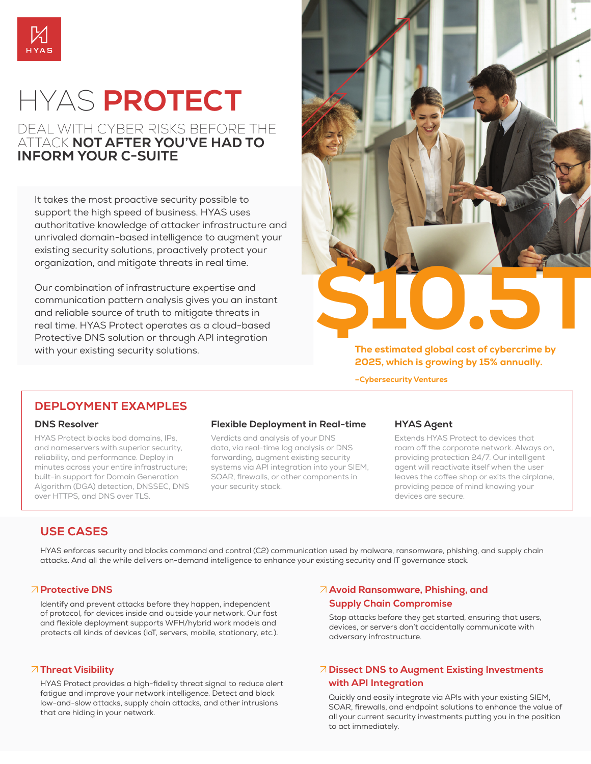HYAS

# HYAS **PROTECT**

## DEAL WITH CYBER RISKS BEFORE THE ATTACK **NOT AFTER YOU'VE HAD TO INFORM YOUR C-SUITE**

It takes the most proactive security possible to support the high speed of business. HYAS uses authoritative knowledge of attacker infrastructure and unrivaled domain-based intelligence to augment your existing security solutions, proactively protect your organization, and mitigate threats in real time.

Our combination of infrastructure expertise and communication pattern analysis gives you an instant and reliable source of truth to mitigate threats in real time. HYAS Protect operates as a cloud-based Protective DNS solution or through API integration with your existing security solutions.

**$10.5T**

**The estimated global cost of cybercrime by 2025, which is growing by 15% annually.**

**–Cybersecurity Ventures**

## DEPLOYMENT EXAMPLES

### DNS Resolver

HYAS Protect blocks bad domains, IPs, and nameservers with superior security, reliability, and performance. Deploy in minutes across your entire infrastructure; built-in support for Domain Generation Algorithm (DGA) detection, DNSSEC, DNS over HTTPS, and DNS over TLS.

### Flexible Deployment in Real-time

Verdicts and analysis of your DNS data, via real-time log analysis or DNS forwarding, augment existing security systems via API integration into your SIEM, SOAR, firewalls, or other components in your security stack.

### HYAS Agent

Extends HYAS Protect to devices that roam off the corporate network. Always on, providing protection 24/7. Our intelligent agent will reactivate itself when the user leaves the coffee shop or exits the airplane, providing peace of mind knowing your devices are secure.

## USE CASES

HYAS enforces security and blocks command and control (C2) communication used by malware, ransomware, phishing, and supply chain attacks. And all the while delivers on-demand intelligence to enhance your existing security and IT governance stack.

### ↗ Protective DNS

Identify and prevent attacks before they happen, independent of protocol, for devices inside and outside your network. Our fast and flexible deployment supports WFH/hybrid work models and protects all kinds of devices (IoT, servers, mobile, stationary, etc.).

### ↗ Threat Visibility

HYAS Protect provides a high-fidelity threat signal to reduce alert fatigue and improve your network intelligence. Detect and block low-and-slow attacks, supply chain attacks, and other intrusions that are hiding in your network.

### ↗ Avoid Ransomware, Phishing, and Supply Chain Compromise

Stop attacks before they get started, ensuring that users, devices, or servers don't accidentally communicate with adversary infrastructure.

### ↗ Dissect DNS to Augment Existing Investments with API Integration

Quickly and easily integrate via APIs with your existing SIEM, SOAR, firewalls, and endpoint solutions to enhance the value of all your current security investments putting you in the position to act immediately.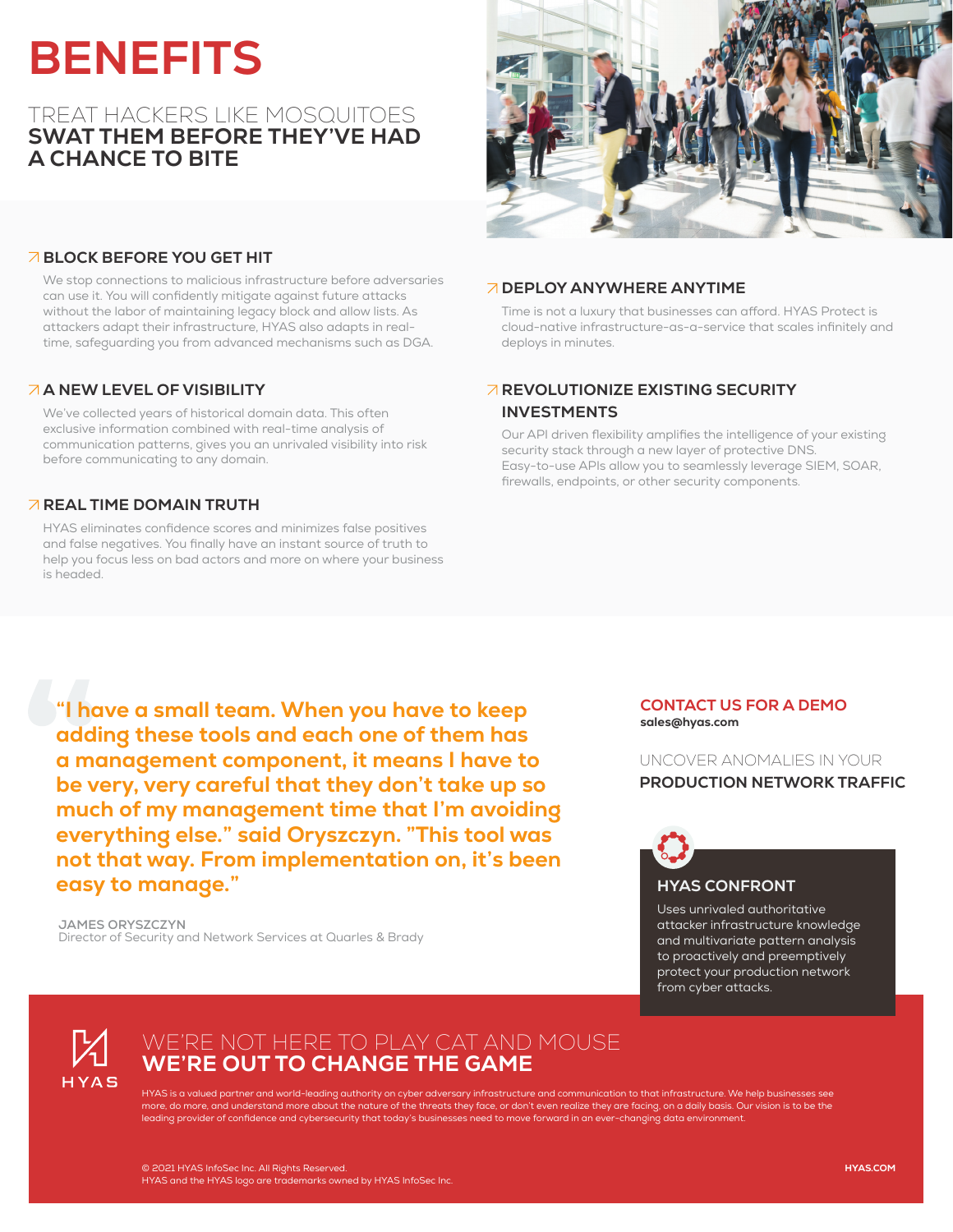# BENEFITS

TREAT HACKERS LIKE MOSQUITOES
**SWAT THEM BEFORE THEY'VE HAD A CHANCE TO BITE**

### BLOCK BEFORE YOU GET HIT

We stop connections to malicious infrastructure before adversaries can use it. You will confidently mitigate against future attacks without the labor of maintaining legacy block and allow lists. As attackers adapt their infrastructure, HYAS also adapts in real-time, safeguarding you from advanced mechanisms such as DGA.

### A NEW LEVEL OF VISIBILITY

We've collected years of historical domain data. This often exclusive information combined with real-time analysis of communication patterns, gives you an unrivaled visibility into risk before communicating to any domain.

### REAL TIME DOMAIN TRUTH

HYAS eliminates confidence scores and minimizes false positives and false negatives. You finally have an instant source of truth to help you focus less on bad actors and more on where your business is headed.

### DEPLOY ANYWHERE ANYTIME

Time is not a luxury that businesses can afford. HYAS Protect is cloud-native infrastructure-as-a-service that scales infinitely and deploys in minutes.

### REVOLUTIONIZE EXISTING SECURITY INVESTMENTS

Our API driven flexibility amplifies the intelligence of your existing security stack through a new layer of protective DNS. Easy-to-use APIs allow you to seamlessly leverage SIEM, SOAR, firewalls, endpoints, or other security components.

> **"I have a small team. When you have to keep adding these tools and each one of them has a management component, it means I have to be very, very careful that they don't take up so much of my management time that I'm avoiding everything else." said Oryszczyn. "This tool was not that way. From implementation on, it's been easy to manage."**

**JAMES ORYSZCZYN**
Director of Security and Network Services at Quarles & Brady

### CONTACT US FOR A DEMO

**sales@hyas.com**

UNCOVER ANOMALIES IN YOUR
**PRODUCTION NETWORK TRAFFIC**

### HYAS CONFRONT

Uses unrivaled authoritative attacker infrastructure knowledge and multivariate pattern analysis to proactively and preemptively protect your production network from cyber attacks.

HYAS

WE'RE NOT HERE TO PLAY CAT AND MOUSE
**WE'RE OUT TO CHANGE THE GAME**

HYAS is a valued partner and world-leading authority on cyber adversary infrastructure and communication to that infrastructure. We help businesses see more, do more, and understand more about the nature of the threats they face, or don't even realize they are facing, on a daily basis. Our vision is to be the leading provider of confidence and cybersecurity that today's businesses need to move forward in an ever-changing data environment.

© 2021 HYAS InfoSec Inc. All Rights Reserved.
HYAS and the HYAS logo are trademarks owned by HYAS InfoSec Inc.

**HYAS.COM**